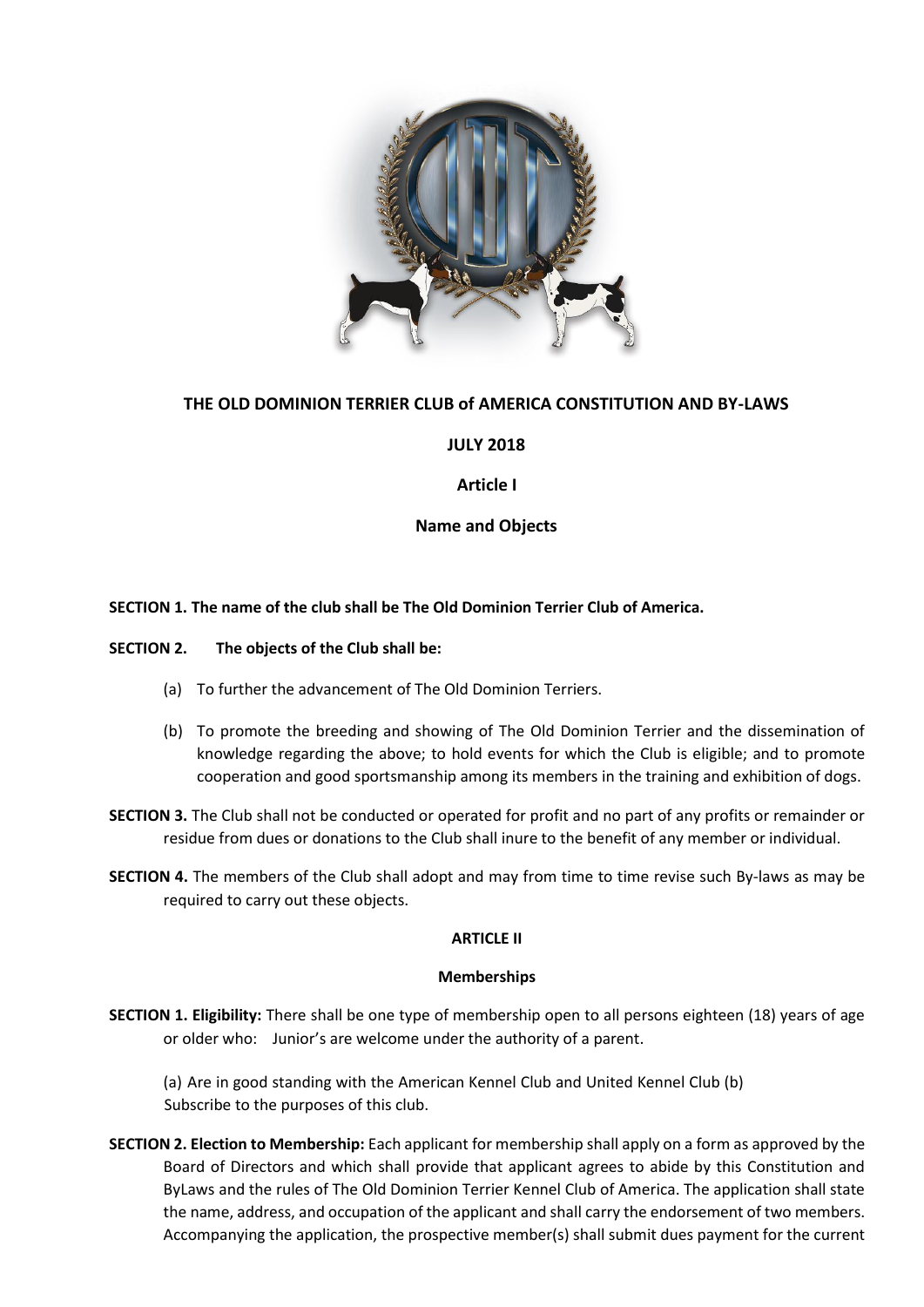# THE OLD DOMINION TERRIER CLUB of AMERICA CONSTITUTION AND BY-LAWS

**JULY 2018**

## Article I

## Name and Objects

**SECTION 1. The name of the club shall be The Old Dominion Terrier Club of America.**

**SECTION 2. The objects of the Club shall be:**

(a) To further the advancement of The Old Dominion Terriers.

(b) To promote the breeding and showing of The Old Dominion Terrier and the dissemination of knowledge regarding the above; to hold events for which the Club is eligible; and to promote cooperation and good sportsmanship among its members in the training and exhibition of dogs.

**SECTION 3.** The Club shall not be conducted or operated for profit and no part of any profits or remainder or residue from dues or donations to the Club shall inure to the benefit of any member or individual.

**SECTION 4.** The members of the Club shall adopt and may from time to time revise such By-laws as may be required to carry out these objects.

## ARTICLE II

## Memberships

**SECTION 1. Eligibility:** There shall be one type of membership open to all persons eighteen (18) years of age or older who: Junior's are welcome under the authority of a parent.

(a) Are in good standing with the American Kennel Club and United Kennel Club (b) Subscribe to the purposes of this club.

**SECTION 2. Election to Membership:** Each applicant for membership shall apply on a form as approved by the Board of Directors and which shall provide that applicant agrees to abide by this Constitution and ByLaws and the rules of The Old Dominion Terrier Kennel Club of America. The application shall state the name, address, and occupation of the applicant and shall carry the endorsement of two members. Accompanying the application, the prospective member(s) shall submit dues payment for the current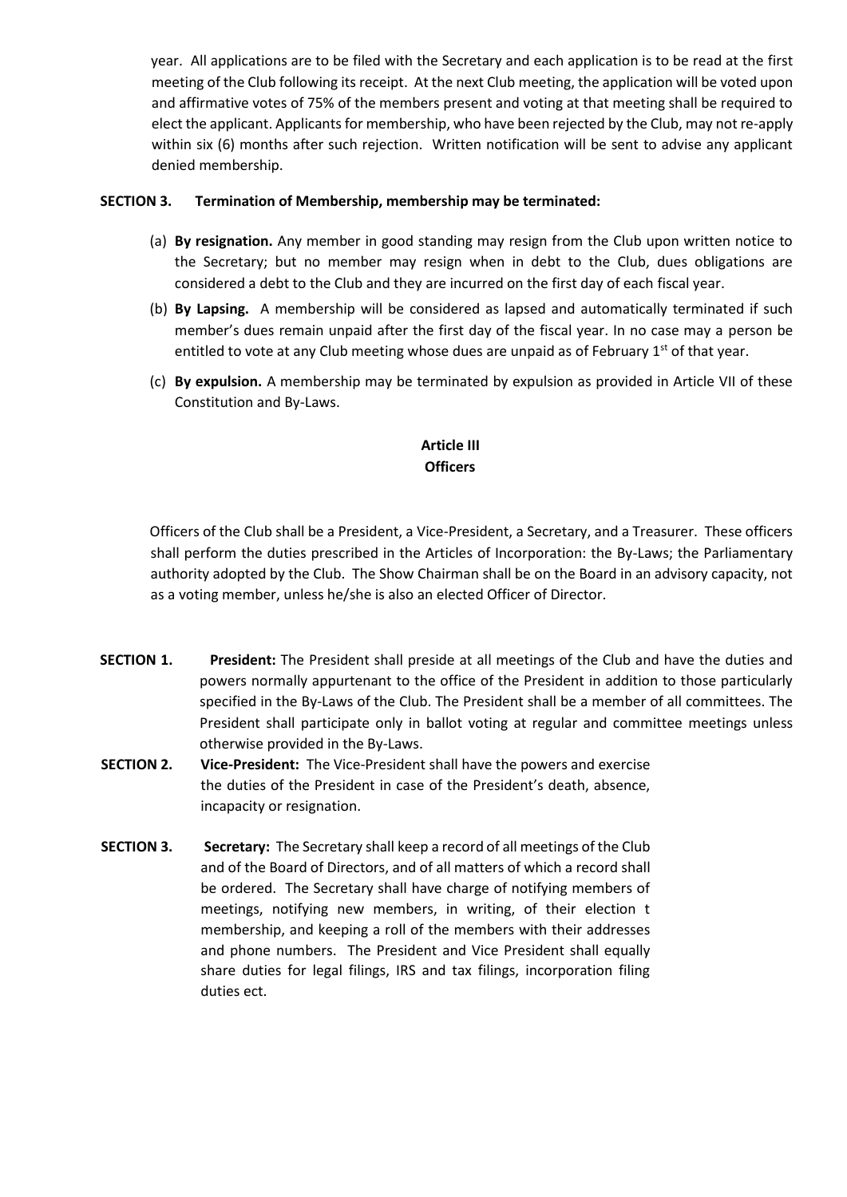year. All applications are to be filed with the Secretary and each application is to be read at the first meeting of the Club following its receipt. At the next Club meeting, the application will be voted upon and affirmative votes of 75% of the members present and voting at that meeting shall be required to elect the applicant. Applicants for membership, who have been rejected by the Club, may not re-apply within six (6) months after such rejection. Written notification will be sent to advise any applicant denied membership.

**SECTION 3. Termination of Membership, membership may be terminated:**

(a) **By resignation.** Any member in good standing may resign from the Club upon written notice to the Secretary; but no member may resign when in debt to the Club, dues obligations are considered a debt to the Club and they are incurred on the first day of each fiscal year.

(b) **By Lapsing.** A membership will be considered as lapsed and automatically terminated if such member's dues remain unpaid after the first day of the fiscal year. In no case may a person be entitled to vote at any Club meeting whose dues are unpaid as of February 1st of that year.

(c) **By expulsion.** A membership may be terminated by expulsion as provided in Article VII of these Constitution and By-Laws.

## Article III
## Officers

Officers of the Club shall be a President, a Vice-President, a Secretary, and a Treasurer. These officers shall perform the duties prescribed in the Articles of Incorporation: the By-Laws; the Parliamentary authority adopted by the Club. The Show Chairman shall be on the Board in an advisory capacity, not as a voting member, unless he/she is also an elected Officer of Director.

**SECTION 1.** **President:** The President shall preside at all meetings of the Club and have the duties and powers normally appurtenant to the office of the President in addition to those particularly specified in the By-Laws of the Club. The President shall be a member of all committees. The President shall participate only in ballot voting at regular and committee meetings unless otherwise provided in the By-Laws.

**SECTION 2.** **Vice-President:** The Vice-President shall have the powers and exercise the duties of the President in case of the President's death, absence, incapacity or resignation.

**SECTION 3.** **Secretary:** The Secretary shall keep a record of all meetings of the Club and of the Board of Directors, and of all matters of which a record shall be ordered. The Secretary shall have charge of notifying members of meetings, notifying new members, in writing, of their election t membership, and keeping a roll of the members with their addresses and phone numbers. The President and Vice President shall equally share duties for legal filings, IRS and tax filings, incorporation filing duties ect.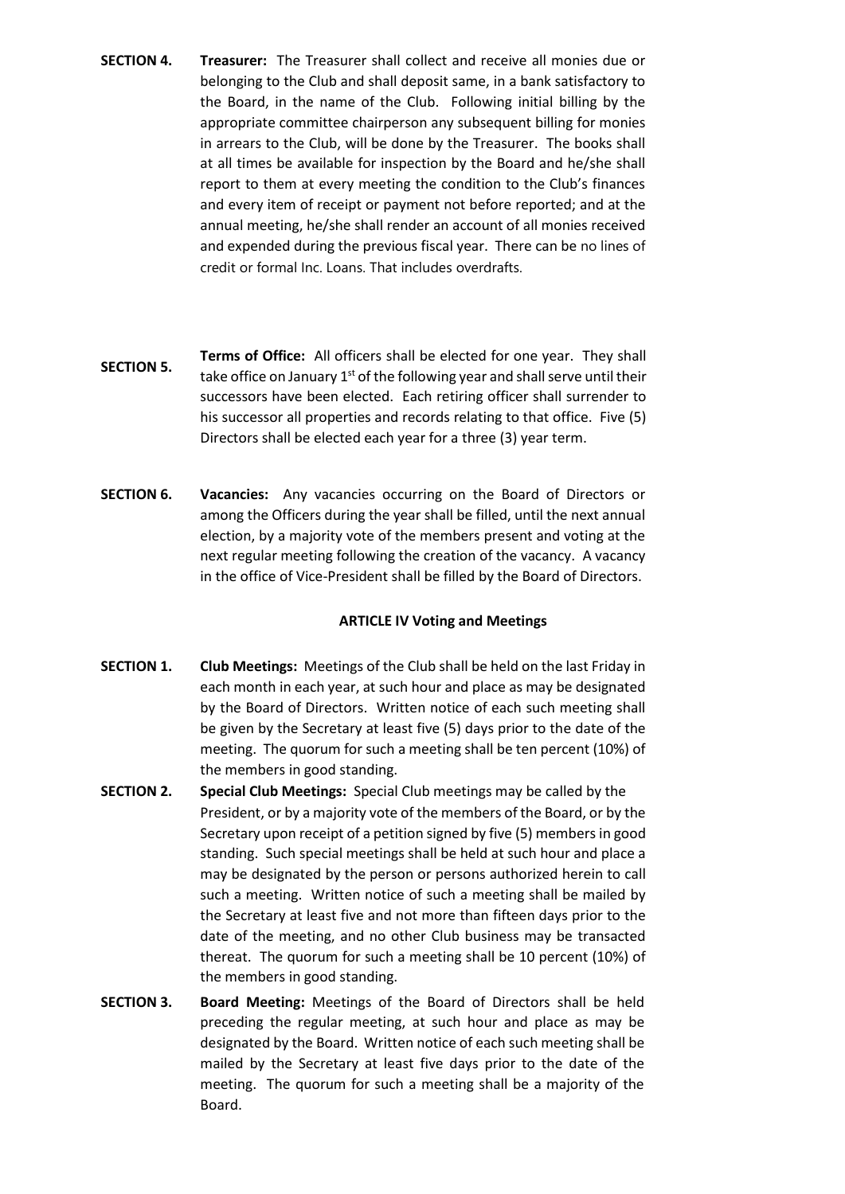**SECTION 4.** **Treasurer:** The Treasurer shall collect and receive all monies due or belonging to the Club and shall deposit same, in a bank satisfactory to the Board, in the name of the Club. Following initial billing by the appropriate committee chairperson any subsequent billing for monies in arrears to the Club, will be done by the Treasurer. The books shall at all times be available for inspection by the Board and he/she shall report to them at every meeting the condition to the Club's finances and every item of receipt or payment not before reported; and at the annual meeting, he/she shall render an account of all monies received and expended during the previous fiscal year. There can be no lines of credit or formal Inc. Loans. That includes overdrafts.

**SECTION 5.** **Terms of Office:** All officers shall be elected for one year. They shall take office on January 1st of the following year and shall serve until their successors have been elected. Each retiring officer shall surrender to his successor all properties and records relating to that office. Five (5) Directors shall be elected each year for a three (3) year term.

**SECTION 6.** **Vacancies:** Any vacancies occurring on the Board of Directors or among the Officers during the year shall be filled, until the next annual election, by a majority vote of the members present and voting at the next regular meeting following the creation of the vacancy. A vacancy in the office of Vice-President shall be filled by the Board of Directors.

## ARTICLE IV Voting and Meetings

**SECTION 1.** **Club Meetings:** Meetings of the Club shall be held on the last Friday in each month in each year, at such hour and place as may be designated by the Board of Directors. Written notice of each such meeting shall be given by the Secretary at least five (5) days prior to the date of the meeting. The quorum for such a meeting shall be ten percent (10%) of the members in good standing.

**SECTION 2.** **Special Club Meetings:** Special Club meetings may be called by the President, or by a majority vote of the members of the Board, or by the Secretary upon receipt of a petition signed by five (5) members in good standing. Such special meetings shall be held at such hour and place a may be designated by the person or persons authorized herein to call such a meeting. Written notice of such a meeting shall be mailed by the Secretary at least five and not more than fifteen days prior to the date of the meeting, and no other Club business may be transacted thereat. The quorum for such a meeting shall be 10 percent (10%) of the members in good standing.

**SECTION 3.** **Board Meeting:** Meetings of the Board of Directors shall be held preceding the regular meeting, at such hour and place as may be designated by the Board. Written notice of each such meeting shall be mailed by the Secretary at least five days prior to the date of the meeting. The quorum for such a meeting shall be a majority of the Board.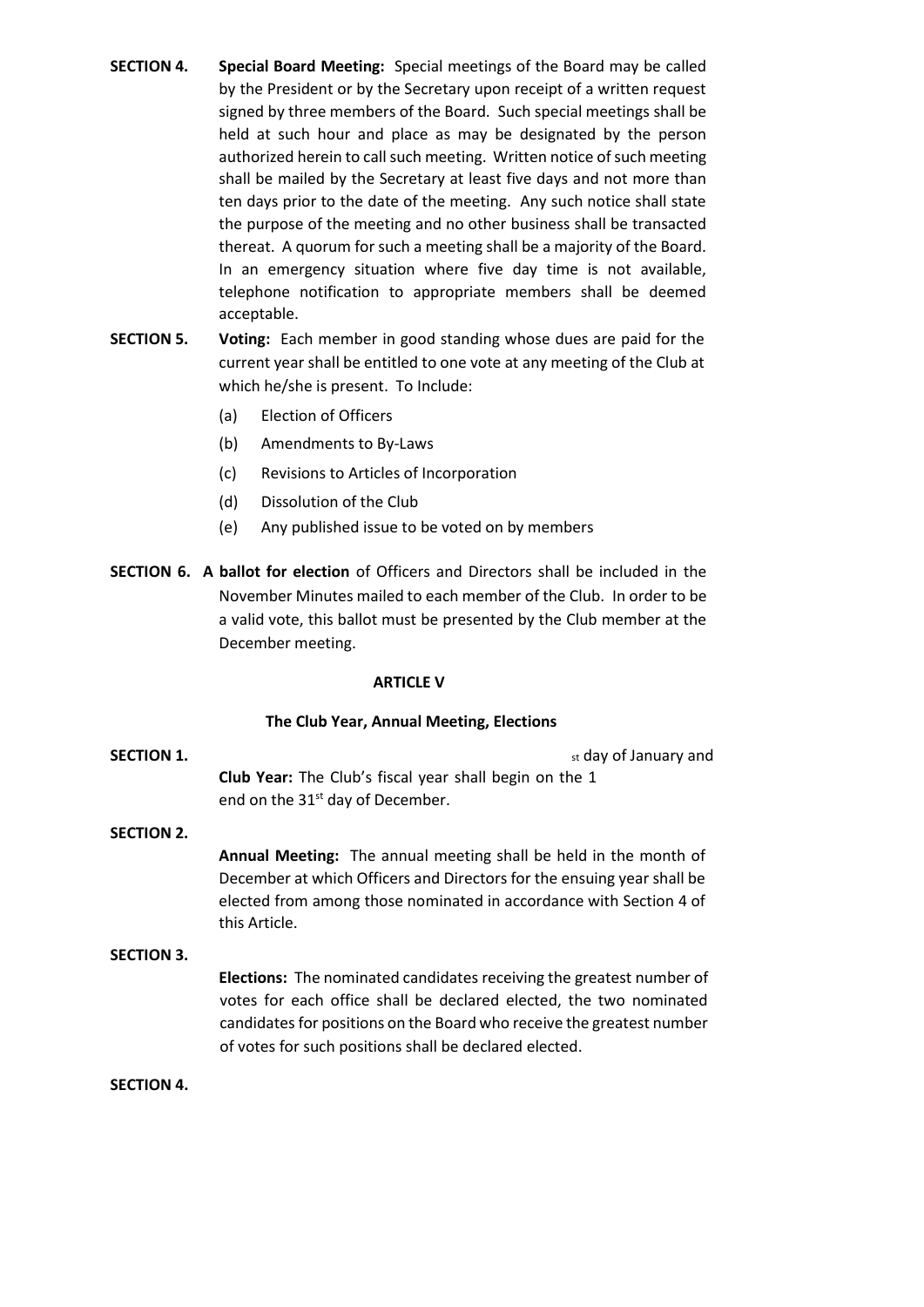**SECTION 4.** **Special Board Meeting:** Special meetings of the Board may be called by the President or by the Secretary upon receipt of a written request signed by three members of the Board. Such special meetings shall be held at such hour and place as may be designated by the person authorized herein to call such meeting. Written notice of such meeting shall be mailed by the Secretary at least five days and not more than ten days prior to the date of the meeting. Any such notice shall state the purpose of the meeting and no other business shall be transacted thereat. A quorum for such a meeting shall be a majority of the Board. In an emergency situation where five day time is not available, telephone notification to appropriate members shall be deemed acceptable.

**SECTION 5.** **Voting:** Each member in good standing whose dues are paid for the current year shall be entitled to one vote at any meeting of the Club at which he/she is present. To Include:

- (a) Election of Officers
- (b) Amendments to By-Laws
- (c) Revisions to Articles of Incorporation
- (d) Dissolution of the Club
- (e) Any published issue to be voted on by members

**SECTION 6.** **A ballot for election** of Officers and Directors shall be included in the November Minutes mailed to each member of the Club. In order to be a valid vote, this ballot must be presented by the Club member at the December meeting.

## ARTICLE V

### The Club Year, Annual Meeting, Elections

**SECTION 1.** **Club Year:** The Club's fiscal year shall begin on the 1st day of January and end on the 31st day of December.

**SECTION 2.** **Annual Meeting:** The annual meeting shall be held in the month of December at which Officers and Directors for the ensuing year shall be elected from among those nominated in accordance with Section 4 of this Article.

**SECTION 3.** **Elections:** The nominated candidates receiving the greatest number of votes for each office shall be declared elected, the two nominated candidates for positions on the Board who receive the greatest number of votes for such positions shall be declared elected.

**SECTION 4.**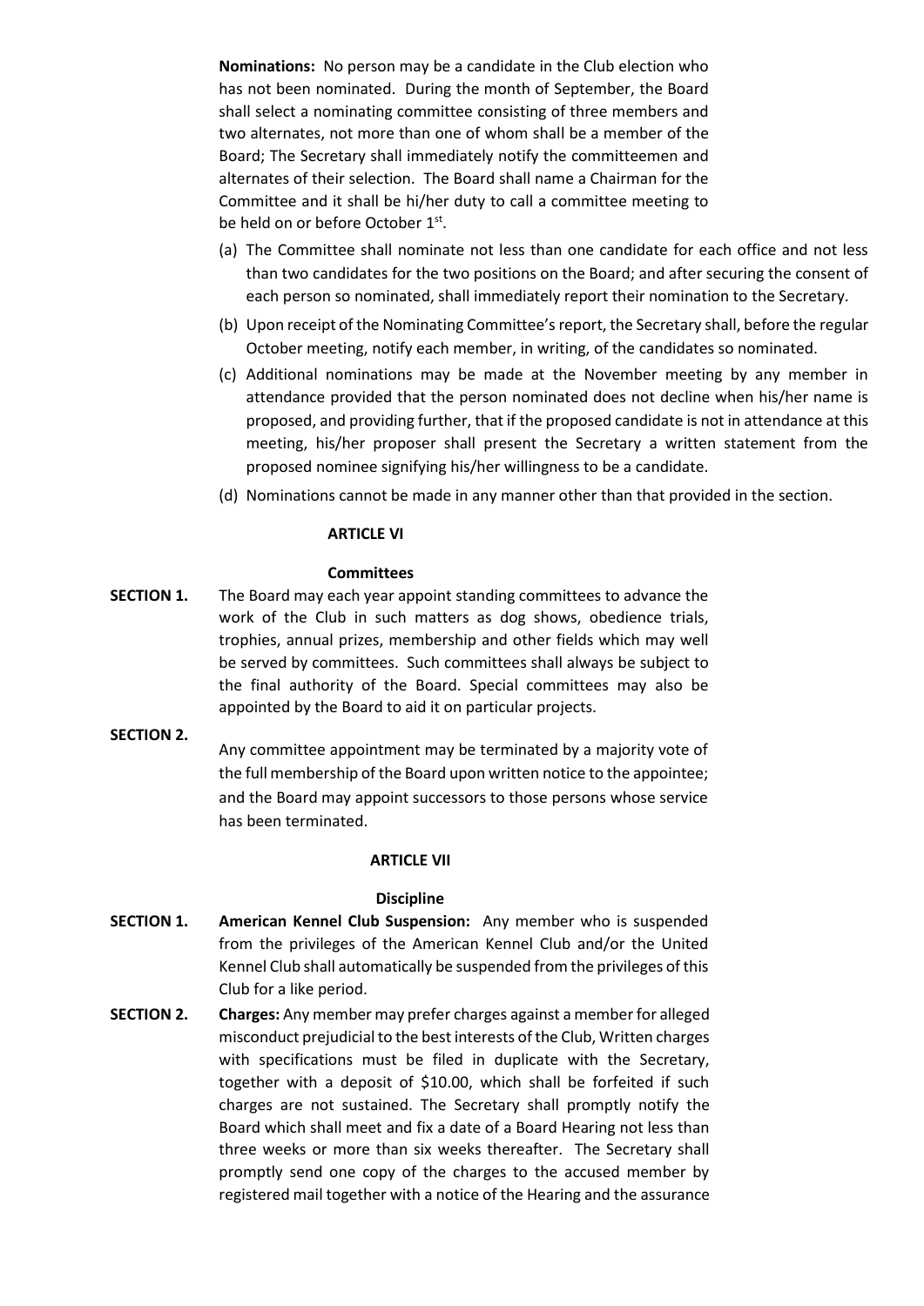**Nominations:** No person may be a candidate in the Club election who has not been nominated. During the month of September, the Board shall select a nominating committee consisting of three members and two alternates, not more than one of whom shall be a member of the Board; The Secretary shall immediately notify the committeemen and alternates of their selection. The Board shall name a Chairman for the Committee and it shall be hi/her duty to call a committee meeting to be held on or before October 1st.

(a) The Committee shall nominate not less than one candidate for each office and not less than two candidates for the two positions on the Board; and after securing the consent of each person so nominated, shall immediately report their nomination to the Secretary.

(b) Upon receipt of the Nominating Committee's report, the Secretary shall, before the regular October meeting, notify each member, in writing, of the candidates so nominated.

(c) Additional nominations may be made at the November meeting by any member in attendance provided that the person nominated does not decline when his/her name is proposed, and providing further, that if the proposed candidate is not in attendance at this meeting, his/her proposer shall present the Secretary a written statement from the proposed nominee signifying his/her willingness to be a candidate.

(d) Nominations cannot be made in any manner other than that provided in the section.

## ARTICLE VI

### Committees

**SECTION 1.** The Board may each year appoint standing committees to advance the work of the Club in such matters as dog shows, obedience trials, trophies, annual prizes, membership and other fields which may well be served by committees. Such committees shall always be subject to the final authority of the Board. Special committees may also be appointed by the Board to aid it on particular projects.

**SECTION 2.** Any committee appointment may be terminated by a majority vote of the full membership of the Board upon written notice to the appointee; and the Board may appoint successors to those persons whose service has been terminated.

## ARTICLE VII

### Discipline

**SECTION 1.** **American Kennel Club Suspension:** Any member who is suspended from the privileges of the American Kennel Club and/or the United Kennel Club shall automatically be suspended from the privileges of this Club for a like period.

**SECTION 2.** **Charges:** Any member may prefer charges against a member for alleged misconduct prejudicial to the best interests of the Club, Written charges with specifications must be filed in duplicate with the Secretary, together with a deposit of $10.00, which shall be forfeited if such charges are not sustained. The Secretary shall promptly notify the Board which shall meet and fix a date of a Board Hearing not less than three weeks or more than six weeks thereafter. The Secretary shall promptly send one copy of the charges to the accused member by registered mail together with a notice of the Hearing and the assurance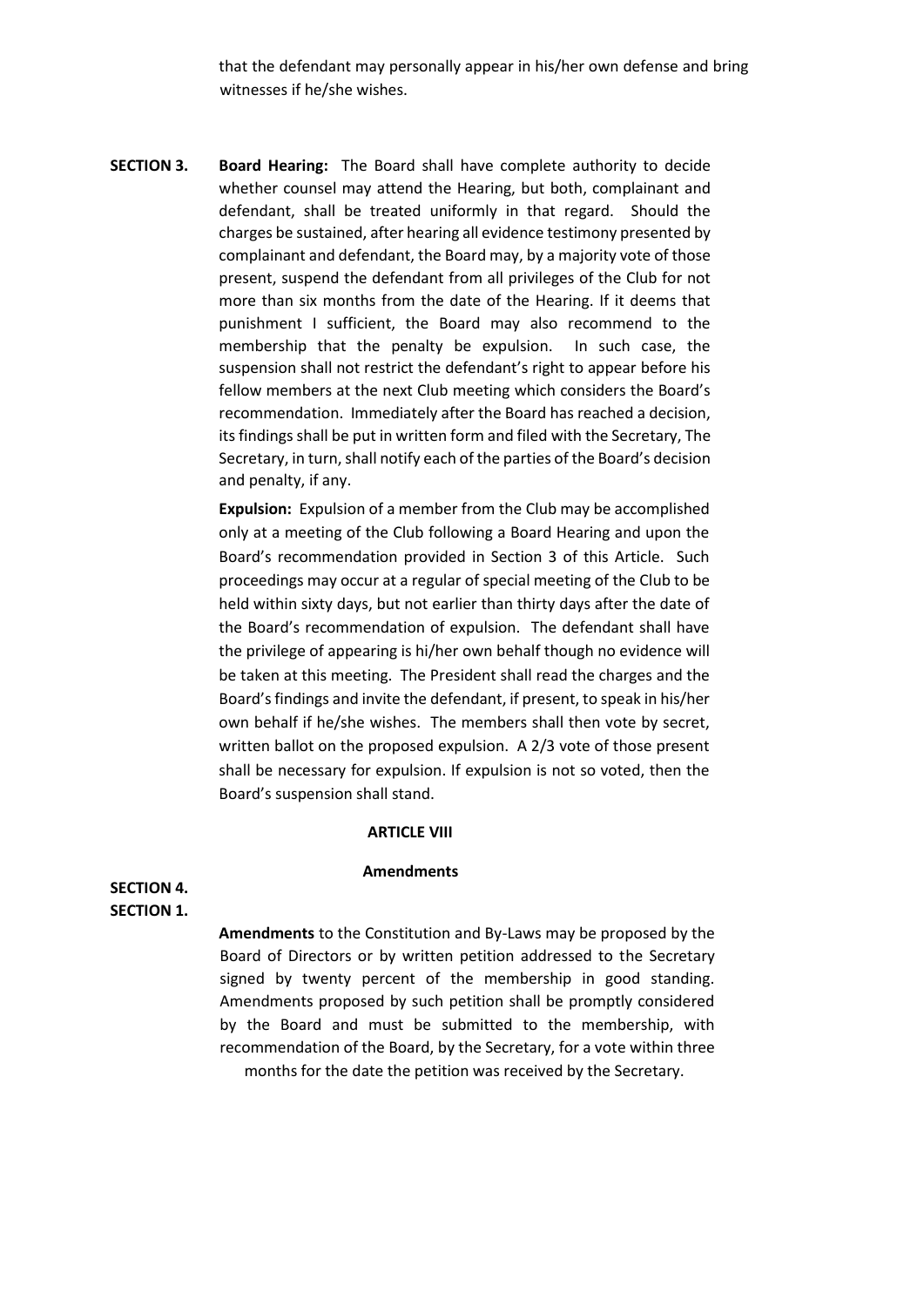that the defendant may personally appear in his/her own defense and bring witnesses if he/she wishes.

**SECTION 3.** **Board Hearing:** The Board shall have complete authority to decide whether counsel may attend the Hearing, but both, complainant and defendant, shall be treated uniformly in that regard. Should the charges be sustained, after hearing all evidence testimony presented by complainant and defendant, the Board may, by a majority vote of those present, suspend the defendant from all privileges of the Club for not more than six months from the date of the Hearing. If it deems that punishment I sufficient, the Board may also recommend to the membership that the penalty be expulsion. In such case, the suspension shall not restrict the defendant's right to appear before his fellow members at the next Club meeting which considers the Board's recommendation. Immediately after the Board has reached a decision, its findings shall be put in written form and filed with the Secretary, The Secretary, in turn, shall notify each of the parties of the Board's decision and penalty, if any.

**SECTION 4.** **Expulsion:** Expulsion of a member from the Club may be accomplished only at a meeting of the Club following a Board Hearing and upon the Board's recommendation provided in Section 3 of this Article. Such proceedings may occur at a regular of special meeting of the Club to be held within sixty days, but not earlier than thirty days after the date of the Board's recommendation of expulsion. The defendant shall have the privilege of appearing is hi/her own behalf though no evidence will be taken at this meeting. The President shall read the charges and the Board's findings and invite the defendant, if present, to speak in his/her own behalf if he/she wishes. The members shall then vote by secret, written ballot on the proposed expulsion. A 2/3 vote of those present shall be necessary for expulsion. If expulsion is not so voted, then the Board's suspension shall stand.

## ARTICLE VIII

### Amendments

**SECTION 1.** **Amendments** to the Constitution and By-Laws may be proposed by the Board of Directors or by written petition addressed to the Secretary signed by twenty percent of the membership in good standing. Amendments proposed by such petition shall be promptly considered by the Board and must be submitted to the membership, with recommendation of the Board, by the Secretary, for a vote within three months for the date the petition was received by the Secretary.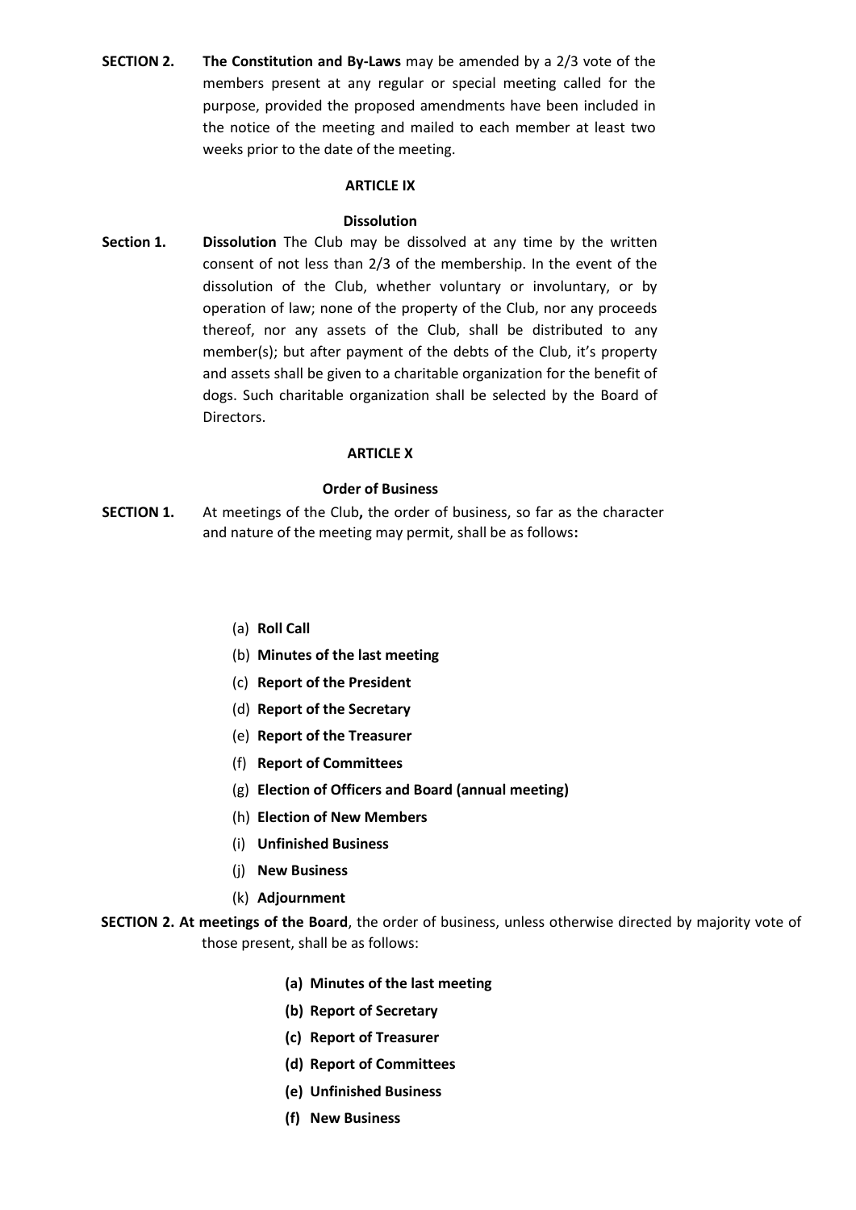**SECTION 2.** **The Constitution and By-Laws** may be amended by a 2/3 vote of the members present at any regular or special meeting called for the purpose, provided the proposed amendments have been included in the notice of the meeting and mailed to each member at least two weeks prior to the date of the meeting.

## ARTICLE IX

### Dissolution

**Section 1.** **Dissolution** The Club may be dissolved at any time by the written consent of not less than 2/3 of the membership. In the event of the dissolution of the Club, whether voluntary or involuntary, or by operation of law; none of the property of the Club, nor any proceeds thereof, nor any assets of the Club, shall be distributed to any member(s); but after payment of the debts of the Club, it's property and assets shall be given to a charitable organization for the benefit of dogs. Such charitable organization shall be selected by the Board of Directors.

## ARTICLE X

### Order of Business

**SECTION 1.** At meetings of the Club**,** the order of business, so far as the character and nature of the meeting may permit, shall be as follows**:**

(a) **Roll Call**
(b) **Minutes of the last meeting**
(c) **Report of the President**
(d) **Report of the Secretary**
(e) **Report of the Treasurer**
(f) **Report of Committees**
(g) **Election of Officers and Board (annual meeting)**
(h) **Election of New Members**
(i) **Unfinished Business**
(j) **New Business**
(k) **Adjournment**

**SECTION 2. At meetings of the Board**, the order of business, unless otherwise directed by majority vote of those present, shall be as follows:

**(a) Minutes of the last meeting**
**(b) Report of Secretary**
**(c) Report of Treasurer**
**(d) Report of Committees**
**(e) Unfinished Business**
**(f) New Business**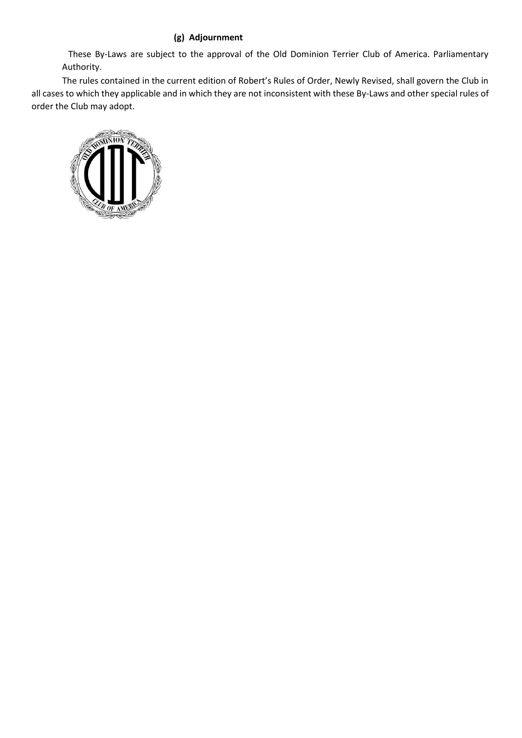**(g) Adjournment**

These By-Laws are subject to the approval of the Old Dominion Terrier Club of America. Parliamentary Authority.

The rules contained in the current edition of Robert's Rules of Order, Newly Revised, shall govern the Club in all cases to which they applicable and in which they are not inconsistent with these By-Laws and other special rules of order the Club may adopt.